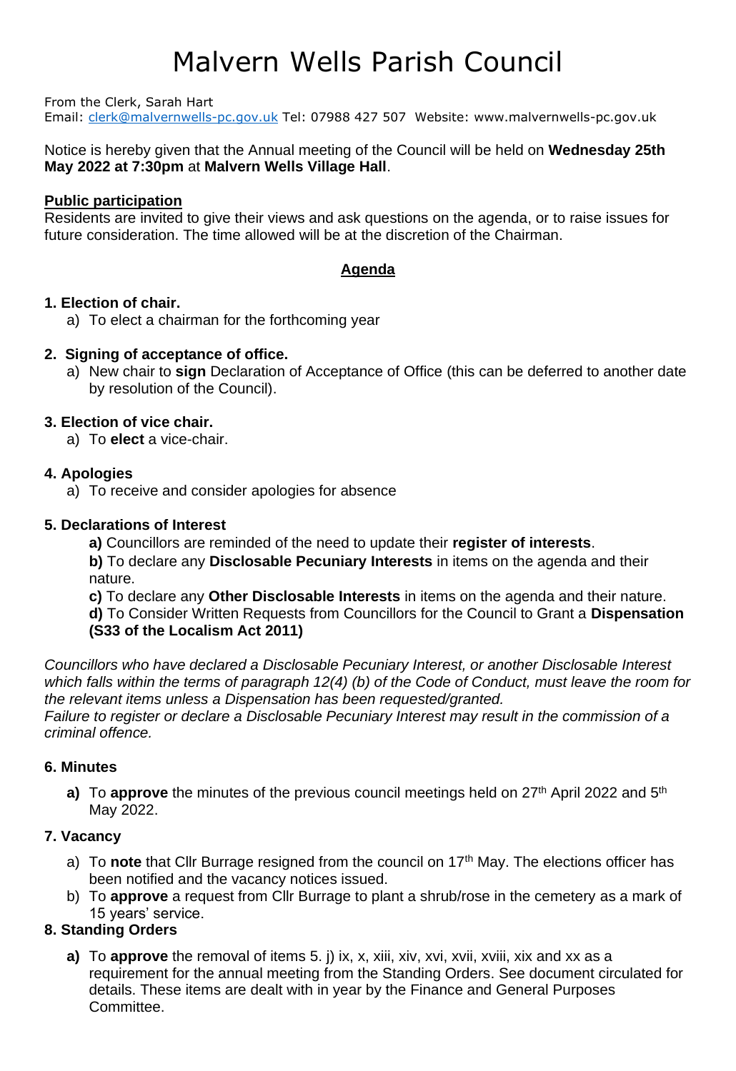# Malvern Wells Parish Council

From the Clerk, Sarah Hart
Email: clerk@malvernwells-pc.gov.uk Tel: 07988 427 507 Website: www.malvernwells-pc.gov.uk

Notice is hereby given that the Annual meeting of the Council will be held on **Wednesday 25th May 2022 at 7:30pm** at **Malvern Wells Village Hall**.

**Public participation**

Residents are invited to give their views and ask questions on the agenda, or to raise issues for future consideration. The time allowed will be at the discretion of the Chairman.

## Agenda

**1. Election of chair.**

a) To elect a chairman for the forthcoming year

**2. Signing of acceptance of office.**

a) New chair to **sign** Declaration of Acceptance of Office (this can be deferred to another date by resolution of the Council).

**3. Election of vice chair.**

a) To **elect** a vice-chair.

**4. Apologies**

a) To receive and consider apologies for absence

**5. Declarations of Interest**

**a)** Councillors are reminded of the need to update their **register of interests**.

**b)** To declare any **Disclosable Pecuniary Interests** in items on the agenda and their nature.

**c)** To declare any **Other Disclosable Interests** in items on the agenda and their nature.

**d)** To Consider Written Requests from Councillors for the Council to Grant a **Dispensation (S33 of the Localism Act 2011)**

*Councillors who have declared a Disclosable Pecuniary Interest, or another Disclosable Interest which falls within the terms of paragraph 12(4) (b) of the Code of Conduct, must leave the room for the relevant items unless a Dispensation has been requested/granted.*
*Failure to register or declare a Disclosable Pecuniary Interest may result in the commission of a criminal offence.*

**6. Minutes**

**a)** To **approve** the minutes of the previous council meetings held on 27th April 2022 and 5th May 2022.

**7. Vacancy**

a) To **note** that Cllr Burrage resigned from the council on 17th May. The elections officer has been notified and the vacancy notices issued.

b) To **approve** a request from Cllr Burrage to plant a shrub/rose in the cemetery as a mark of 15 years' service.

**8. Standing Orders**

**a)** To **approve** the removal of items 5. j) ix, x, xiii, xiv, xvi, xvii, xviii, xix and xx as a requirement for the annual meeting from the Standing Orders. See document circulated for details. These items are dealt with in year by the Finance and General Purposes Committee.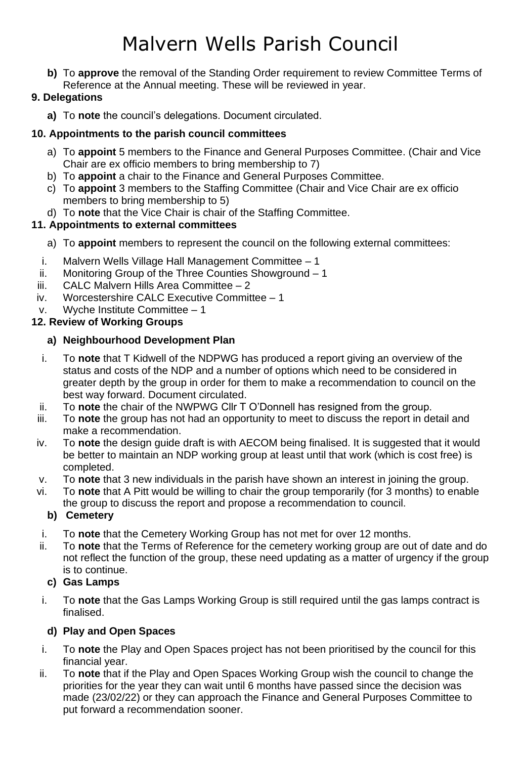**b)** To **approve** the removal of the Standing Order requirement to review Committee Terms of Reference at the Annual meeting. These will be reviewed in year.

**9. Delegations**

**a)** To **note** the council's delegations. Document circulated.

**10. Appointments to the parish council committees**

a) To **appoint** 5 members to the Finance and General Purposes Committee. (Chair and Vice Chair are ex officio members to bring membership to 7)
b) To **appoint** a chair to the Finance and General Purposes Committee.
c) To **appoint** 3 members to the Staffing Committee (Chair and Vice Chair are ex officio members to bring membership to 5)
d) To **note** that the Vice Chair is chair of the Staffing Committee.

**11. Appointments to external committees**

a) To **appoint** members to represent the council on the following external committees:

i. Malvern Wells Village Hall Management Committee – 1
ii. Monitoring Group of the Three Counties Showground – 1
iii. CALC Malvern Hills Area Committee – 2
iv. Worcestershire CALC Executive Committee – 1
v. Wyche Institute Committee – 1

**12. Review of Working Groups**

**a) Neighbourhood Development Plan**

i. To **note** that T Kidwell of the NDPWG has produced a report giving an overview of the status and costs of the NDP and a number of options which need to be considered in greater depth by the group in order for them to make a recommendation to council on the best way forward. Document circulated.
ii. To **note** the chair of the NWPWG Cllr T O'Donnell has resigned from the group.
iii. To **note** the group has not had an opportunity to meet to discuss the report in detail and make a recommendation.
iv. To **note** the design guide draft is with AECOM being finalised. It is suggested that it would be better to maintain an NDP working group at least until that work (which is cost free) is completed.
v. To **note** that 3 new individuals in the parish have shown an interest in joining the group.
vi. To **note** that A Pitt would be willing to chair the group temporarily (for 3 months) to enable the group to discuss the report and propose a recommendation to council.

**b) Cemetery**

i. To **note** that the Cemetery Working Group has not met for over 12 months.
ii. To **note** that the Terms of Reference for the cemetery working group are out of date and do not reflect the function of the group, these need updating as a matter of urgency if the group is to continue.

**c) Gas Lamps**

i. To **note** that the Gas Lamps Working Group is still required until the gas lamps contract is finalised.

**d) Play and Open Spaces**

i. To **note** the Play and Open Spaces project has not been prioritised by the council for this financial year.
ii. To **note** that if the Play and Open Spaces Working Group wish the council to change the priorities for the year they can wait until 6 months have passed since the decision was made (23/02/22) or they can approach the Finance and General Purposes Committee to put forward a recommendation sooner.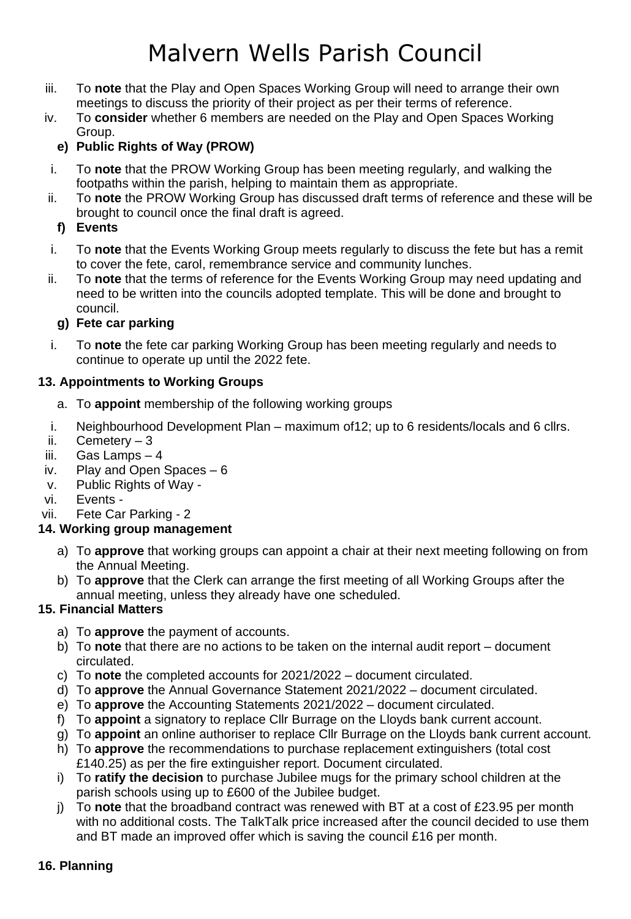# Malvern Wells Parish Council

iii. To **note** that the Play and Open Spaces Working Group will need to arrange their own meetings to discuss the priority of their project as per their terms of reference.

iv. To **consider** whether 6 members are needed on the Play and Open Spaces Working Group.

**e) Public Rights of Way (PROW)**

i. To **note** that the PROW Working Group has been meeting regularly, and walking the footpaths within the parish, helping to maintain them as appropriate.

ii. To **note** the PROW Working Group has discussed draft terms of reference and these will be brought to council once the final draft is agreed.

**f) Events**

i. To **note** that the Events Working Group meets regularly to discuss the fete but has a remit to cover the fete, carol, remembrance service and community lunches.

ii. To **note** that the terms of reference for the Events Working Group may need updating and need to be written into the councils adopted template. This will be done and brought to council.

**g) Fete car parking**

i. To **note** the fete car parking Working Group has been meeting regularly and needs to continue to operate up until the 2022 fete.

**13. Appointments to Working Groups**

a. To **appoint** membership of the following working groups

i. Neighbourhood Development Plan – maximum of12; up to 6 residents/locals and 6 cllrs.
ii. Cemetery – 3
iii. Gas Lamps – 4
iv. Play and Open Spaces – 6
v. Public Rights of Way -
vi. Events -
vii. Fete Car Parking - 2

**14. Working group management**

a) To **approve** that working groups can appoint a chair at their next meeting following on from the Annual Meeting.

b) To **approve** that the Clerk can arrange the first meeting of all Working Groups after the annual meeting, unless they already have one scheduled.

**15. Financial Matters**

a) To **approve** the payment of accounts.

b) To **note** that there are no actions to be taken on the internal audit report – document circulated.

c) To **note** the completed accounts for 2021/2022 – document circulated.

d) To **approve** the Annual Governance Statement 2021/2022 – document circulated.

e) To **approve** the Accounting Statements 2021/2022 – document circulated.

f) To **appoint** a signatory to replace Cllr Burrage on the Lloyds bank current account.

g) To **appoint** an online authoriser to replace Cllr Burrage on the Lloyds bank current account.

h) To **approve** the recommendations to purchase replacement extinguishers (total cost £140.25) as per the fire extinguisher report. Document circulated.

i) To **ratify the decision** to purchase Jubilee mugs for the primary school children at the parish schools using up to £600 of the Jubilee budget.

j) To **note** that the broadband contract was renewed with BT at a cost of £23.95 per month with no additional costs. The TalkTalk price increased after the council decided to use them and BT made an improved offer which is saving the council £16 per month.

**16. Planning**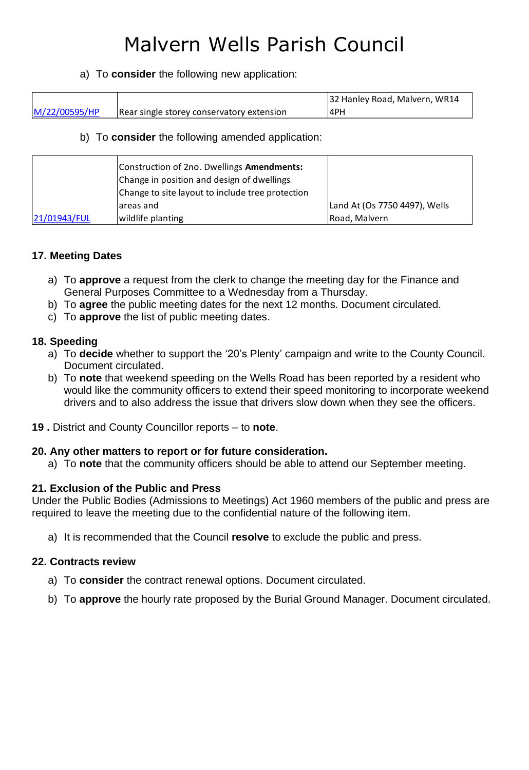# Malvern Wells Parish Council

a) To **consider** the following new application:

| | | |
|---|---|---|
| M/22/00595/HP | Rear single storey conservatory extension | 32 Hanley Road, Malvern, WR14 4PH |

b) To **consider** the following amended application:

| | | |
|---|---|---|
| 21/01943/FUL | Construction of 2no. Dwellings **Amendments:** Change in position and design of dwellings Change to site layout to include tree protection areas and wildlife planting | Land At (Os 7750 4497), Wells Road, Malvern |

**17. Meeting Dates**

a) To **approve** a request from the clerk to change the meeting day for the Finance and General Purposes Committee to a Wednesday from a Thursday.
b) To **agree** the public meeting dates for the next 12 months. Document circulated.
c) To **approve** the list of public meeting dates.

**18. Speeding**

a) To **decide** whether to support the '20's Plenty' campaign and write to the County Council. Document circulated.
b) To **note** that weekend speeding on the Wells Road has been reported by a resident who would like the community officers to extend their speed monitoring to incorporate weekend drivers and to also address the issue that drivers slow down when they see the officers.

**19 .** District and County Councillor reports – to **note**.

**20. Any other matters to report or for future consideration.**

a) To **note** that the community officers should be able to attend our September meeting.

**21. Exclusion of the Public and Press**

Under the Public Bodies (Admissions to Meetings) Act 1960 members of the public and press are required to leave the meeting due to the confidential nature of the following item.

a) It is recommended that the Council **resolve** to exclude the public and press.

**22. Contracts review**

a) To **consider** the contract renewal options. Document circulated.
b) To **approve** the hourly rate proposed by the Burial Ground Manager. Document circulated.